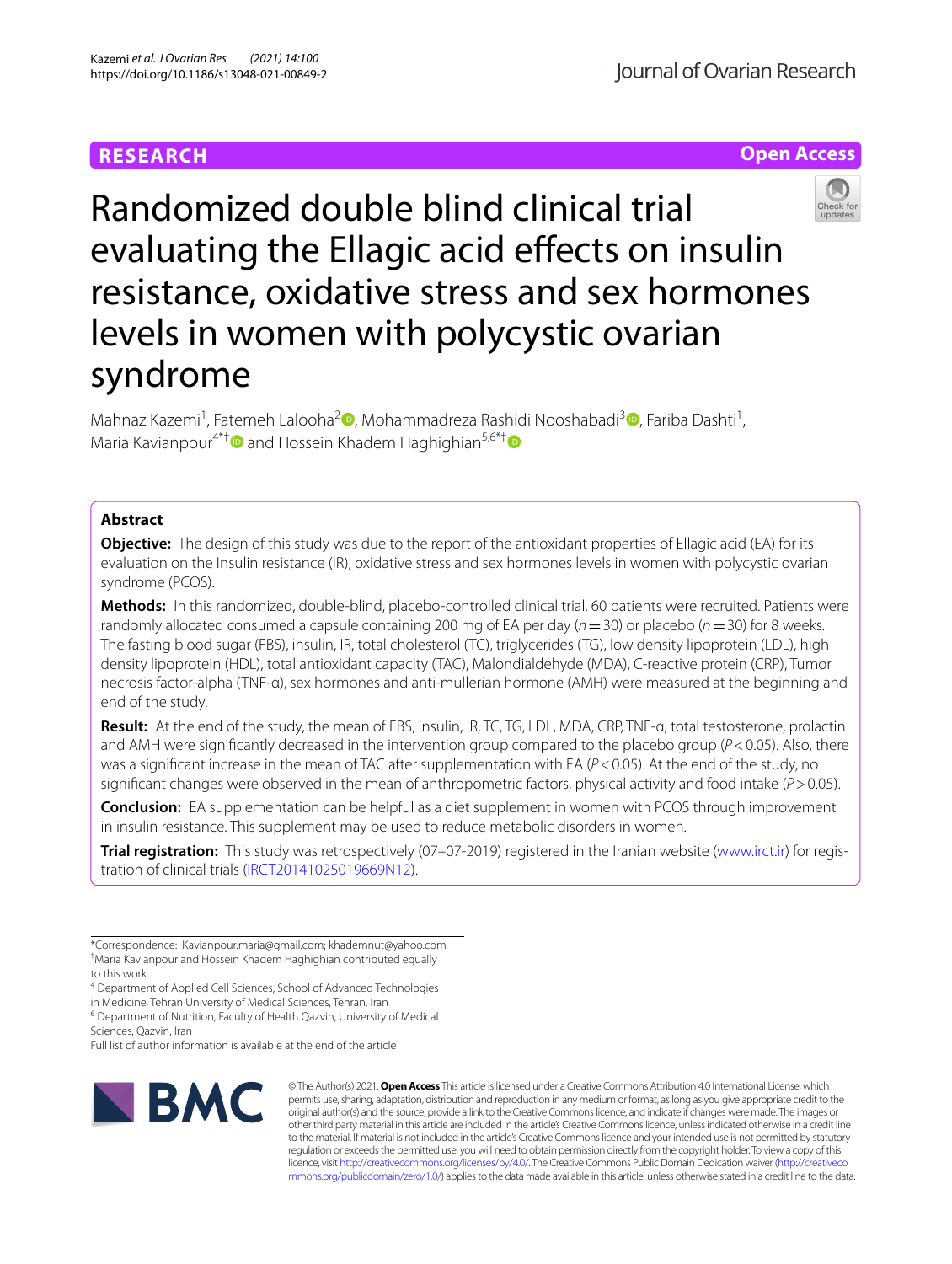RESEARCH

Open Access

# Randomized double blind clinical trial evaluating the Ellagic acid effects on insulin resistance, oxidative stress and sex hormones levels in women with polycystic ovarian syndrome

Mahnaz Kazemi[1], Fatemeh Lalooha[2], Mohammadreza Rashidi Nooshabadi[3], Fariba Dashti[1], Maria Kavianpour[4*†] and Hossein Khadem Haghighian[5,6*†]

## Abstract

**Objective:** The design of this study was due to the report of the antioxidant properties of Ellagic acid (EA) for its evaluation on the Insulin resistance (IR), oxidative stress and sex hormones levels in women with polycystic ovarian syndrome (PCOS).

**Methods:** In this randomized, double-blind, placebo-controlled clinical trial, 60 patients were recruited. Patients were randomly allocated consumed a capsule containing 200 mg of EA per day ($n=30$) or placebo ($n=30$) for 8 weeks. The fasting blood sugar (FBS), insulin, IR, total cholesterol (TC), triglycerides (TG), low density lipoprotein (LDL), high density lipoprotein (HDL), total antioxidant capacity (TAC), Malondialdehyde (MDA), C-reactive protein (CRP), Tumor necrosis factor-alpha (TNF-α), sex hormones and anti-mullerian hormone (AMH) were measured at the beginning and end of the study.

**Result:** At the end of the study, the mean of FBS, insulin, IR, TC, TG, LDL, MDA, CRP, TNF-α, total testosterone, prolactin and AMH were significantly decreased in the intervention group compared to the placebo group ($P<0.05$). Also, there was a significant increase in the mean of TAC after supplementation with EA ($P<0.05$). At the end of the study, no significant changes were observed in the mean of anthropometric factors, physical activity and food intake ($P>0.05$).

**Conclusion:** EA supplementation can be helpful as a diet supplement in women with PCOS through improvement in insulin resistance. This supplement may be used to reduce metabolic disorders in women.

**Trial registration:** This study was retrospectively (07–07-2019) registered in the Iranian website (www.irct.ir) for registration of clinical trials (IRCT20141025019669N12).

*Correspondence: Kavianpour.maria@gmail.com; khademnut@yahoo.com

†Maria Kavianpour and Hossein Khadem Haghighian contributed equally to this work.

[4] Department of Applied Cell Sciences, School of Advanced Technologies in Medicine, Tehran University of Medical Sciences, Tehran, Iran

[6] Department of Nutrition, Faculty of Health Qazvin, University of Medical Sciences, Qazvin, Iran

Full list of author information is available at the end of the article

© The Author(s) 2021. **Open Access** This article is licensed under a Creative Commons Attribution 4.0 International License, which permits use, sharing, adaptation, distribution and reproduction in any medium or format, as long as you give appropriate credit to the original author(s) and the source, provide a link to the Creative Commons licence, and indicate if changes were made. The images or other third party material in this article are included in the article's Creative Commons licence, unless indicated otherwise in a credit line to the material. If material is not included in the article's Creative Commons licence and your intended use is not permitted by statutory regulation or exceeds the permitted use, you will need to obtain permission directly from the copyright holder. To view a copy of this licence, visit http://creativecommons.org/licenses/by/4.0/. The Creative Commons Public Domain Dedication waiver (http://creativecommons.org/publicdomain/zero/1.0/) applies to the data made available in this article, unless otherwise stated in a credit line to the data.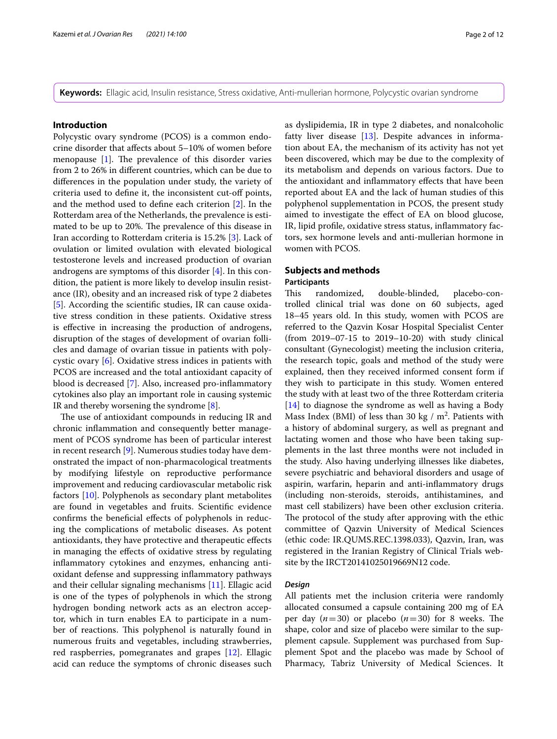**Keywords:** Ellagic acid, Insulin resistance, Stress oxidative, Anti-mullerian hormone, Polycystic ovarian syndrome

## Introduction

Polycystic ovary syndrome (PCOS) is a common endocrine disorder that affects about 5–10% of women before menopause [1]. The prevalence of this disorder varies from 2 to 26% in different countries, which can be due to differences in the population under study, the variety of criteria used to define it, the inconsistent cut-off points, and the method used to define each criterion [2]. In the Rotterdam area of the Netherlands, the prevalence is estimated to be up to 20%. The prevalence of this disease in Iran according to Rotterdam criteria is 15.2% [3]. Lack of ovulation or limited ovulation with elevated biological testosterone levels and increased production of ovarian androgens are symptoms of this disorder [4]. In this condition, the patient is more likely to develop insulin resistance (IR), obesity and an increased risk of type 2 diabetes [5]. According the scientific studies, IR can cause oxidative stress condition in these patients. Oxidative stress is effective in increasing the production of androgens, disruption of the stages of development of ovarian follicles and damage of ovarian tissue in patients with polycystic ovary [6]. Oxidative stress indices in patients with PCOS are increased and the total antioxidant capacity of blood is decreased [7]. Also, increased pro-inflammatory cytokines also play an important role in causing systemic IR and thereby worsening the syndrome [8].

The use of antioxidant compounds in reducing IR and chronic inflammation and consequently better management of PCOS syndrome has been of particular interest in recent research [9]. Numerous studies today have demonstrated the impact of non-pharmacological treatments by modifying lifestyle on reproductive performance improvement and reducing cardiovascular metabolic risk factors [10]. Polyphenols as secondary plant metabolites are found in vegetables and fruits. Scientific evidence confirms the beneficial effects of polyphenols in reducing the complications of metabolic diseases. As potent antioxidants, they have protective and therapeutic effects in managing the effects of oxidative stress by regulating inflammatory cytokines and enzymes, enhancing antioxidant defense and suppressing inflammatory pathways and their cellular signaling mechanisms [11]. Ellagic acid is one of the types of polyphenols in which the strong hydrogen bonding network acts as an electron acceptor, which in turn enables EA to participate in a number of reactions. This polyphenol is naturally found in numerous fruits and vegetables, including strawberries, red raspberries, pomegranates and grapes [12]. Ellagic acid can reduce the symptoms of chronic diseases such as dyslipidemia, IR in type 2 diabetes, and nonalcoholic fatty liver disease [13]. Despite advances in information about EA, the mechanism of its activity has not yet been discovered, which may be due to the complexity of its metabolism and depends on various factors. Due to the antioxidant and inflammatory effects that have been reported about EA and the lack of human studies of this polyphenol supplementation in PCOS, the present study aimed to investigate the effect of EA on blood glucose, IR, lipid profile, oxidative stress status, inflammatory factors, sex hormone levels and anti-mullerian hormone in women with PCOS.

## Subjects and methods

### Participants

This randomized, double-blinded, placebo-controlled clinical trial was done on 60 subjects, aged 18–45 years old. In this study, women with PCOS are referred to the Qazvin Kosar Hospital Specialist Center (from 2019–07-15 to 2019–10-20) with study clinical consultant (Gynecologist) meeting the inclusion criteria, the research topic, goals and method of the study were explained, then they received informed consent form if they wish to participate in this study. Women entered the study with at least two of the three Rotterdam criteria [14] to diagnose the syndrome as well as having a Body Mass Index (BMI) of less than 30 kg / $m^2$. Patients with a history of abdominal surgery, as well as pregnant and lactating women and those who have been taking supplements in the last three months were not included in the study. Also having underlying illnesses like diabetes, severe psychiatric and behavioral disorders and usage of aspirin, warfarin, heparin and anti-inflammatory drugs (including non-steroids, steroids, antihistamines, and mast cell stabilizers) have been other exclusion criteria. The protocol of the study after approving with the ethic committee of Qazvin University of Medical Sciences (ethic code: IR.QUMS.REC.1398.033), Qazvin, Iran, was registered in the Iranian Registry of Clinical Trials website by the IRCT20141025019669N12 code.

### *Design*

All patients met the inclusion criteria were randomly allocated consumed a capsule containing 200 mg of EA per day ($n=30$) or placebo ($n=30$) for 8 weeks. The shape, color and size of placebo were similar to the supplement capsule. Supplement was purchased from Supplement Spot and the placebo was made by School of Pharmacy, Tabriz University of Medical Sciences. It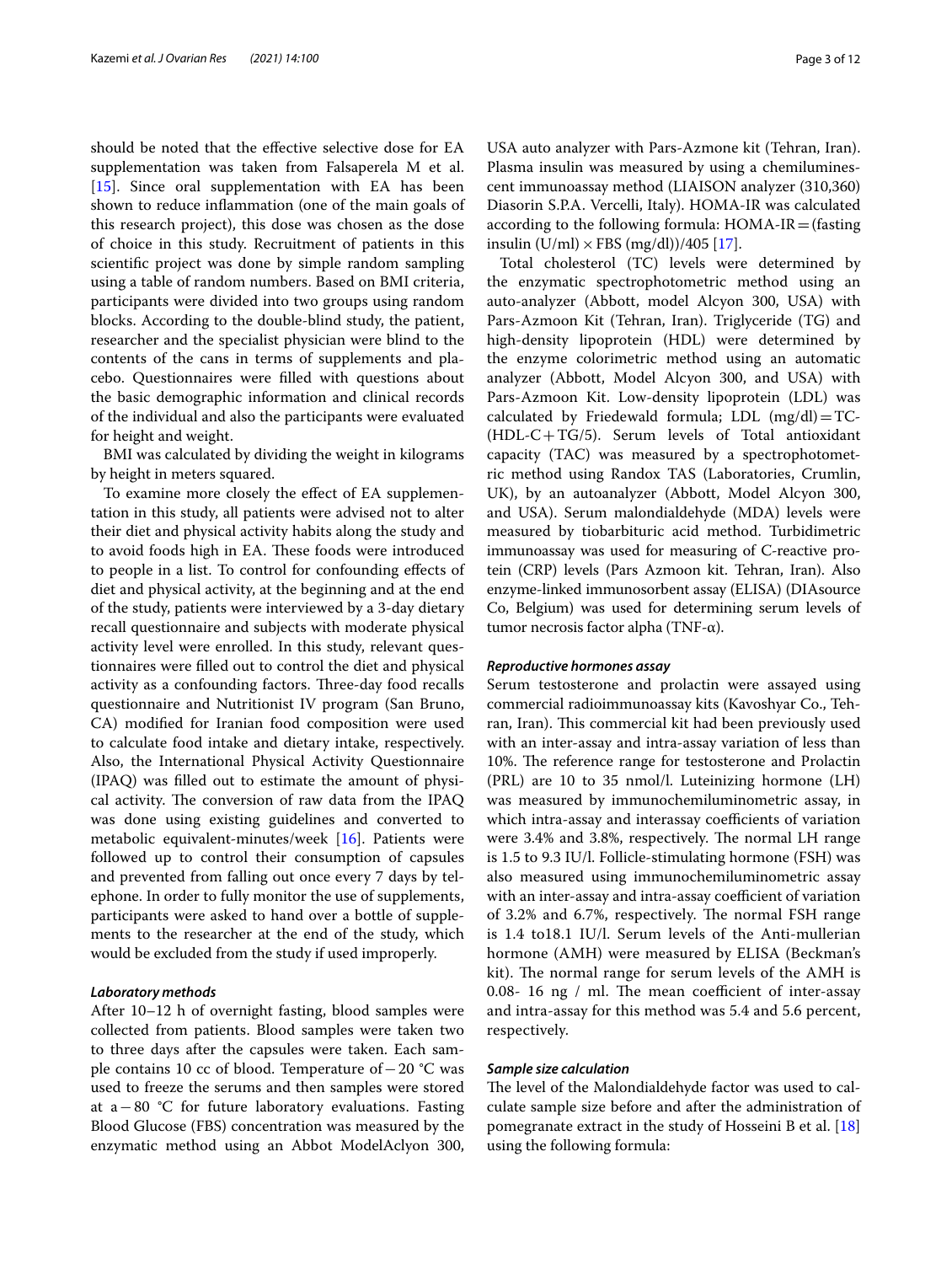should be noted that the effective selective dose for EA supplementation was taken from Falsaperela M et al. [15]. Since oral supplementation with EA has been shown to reduce inflammation (one of the main goals of this research project), this dose was chosen as the dose of choice in this study. Recruitment of patients in this scientific project was done by simple random sampling using a table of random numbers. Based on BMI criteria, participants were divided into two groups using random blocks. According to the double-blind study, the patient, researcher and the specialist physician were blind to the contents of the cans in terms of supplements and placebo. Questionnaires were filled with questions about the basic demographic information and clinical records of the individual and also the participants were evaluated for height and weight.

BMI was calculated by dividing the weight in kilograms by height in meters squared.

To examine more closely the effect of EA supplementation in this study, all patients were advised not to alter their diet and physical activity habits along the study and to avoid foods high in EA. These foods were introduced to people in a list. To control for confounding effects of diet and physical activity, at the beginning and at the end of the study, patients were interviewed by a 3-day dietary recall questionnaire and subjects with moderate physical activity level were enrolled. In this study, relevant questionnaires were filled out to control the diet and physical activity as a confounding factors. Three-day food recalls questionnaire and Nutritionist IV program (San Bruno, CA) modified for Iranian food composition were used to calculate food intake and dietary intake, respectively. Also, the International Physical Activity Questionnaire (IPAQ) was filled out to estimate the amount of physical activity. The conversion of raw data from the IPAQ was done using existing guidelines and converted to metabolic equivalent-minutes/week [16]. Patients were followed up to control their consumption of capsules and prevented from falling out once every 7 days by telephone. In order to fully monitor the use of supplements, participants were asked to hand over a bottle of supplements to the researcher at the end of the study, which would be excluded from the study if used improperly.

### *Laboratory methods*

After 10–12 h of overnight fasting, blood samples were collected from patients. Blood samples were taken two to three days after the capsules were taken. Each sample contains 10 cc of blood. Temperature of −20 °C was used to freeze the serums and then samples were stored at a −80 °C for future laboratory evaluations. Fasting Blood Glucose (FBS) concentration was measured by the enzymatic method using an Abbot ModelAclyon 300, USA auto analyzer with Pars-Azmone kit (Tehran, Iran). Plasma insulin was measured by using a chemiluminescent immunoassay method (LIAISON analyzer (310,360) Diasorin S.P.A. Vercelli, Italy). HOMA-IR was calculated according to the following formula: HOMA-IR = (fasting insulin (U/ml) × FBS (mg/dl))/405 [17].

Total cholesterol (TC) levels were determined by the enzymatic spectrophotometric method using an auto-analyzer (Abbott, model Alcyon 300, USA) with Pars-Azmoon Kit (Tehran, Iran). Triglyceride (TG) and high-density lipoprotein (HDL) were determined by the enzyme colorimetric method using an automatic analyzer (Abbott, Model Alcyon 300, and USA) with Pars-Azmoon Kit. Low-density lipoprotein (LDL) was calculated by Friedewald formula; LDL (mg/dl) = TC-(HDL-C + TG/5). Serum levels of Total antioxidant capacity (TAC) was measured by a spectrophotometric method using Randox TAS (Laboratories, Crumlin, UK), by an autoanalyzer (Abbott, Model Alcyon 300, and USA). Serum malondialdehyde (MDA) levels were measured by tiobarbituric acid method. Turbidimetric immunoassay was used for measuring of C-reactive protein (CRP) levels (Pars Azmoon kit. Tehran, Iran). Also enzyme-linked immunosorbent assay (ELISA) (DIAsource Co, Belgium) was used for determining serum levels of tumor necrosis factor alpha (TNF-α).

### *Reproductive hormones assay*

Serum testosterone and prolactin were assayed using commercial radioimmunoassay kits (Kavoshyar Co., Tehran, Iran). This commercial kit had been previously used with an inter-assay and intra-assay variation of less than 10%. The reference range for testosterone and Prolactin (PRL) are 10 to 35 nmol/l. Luteinizing hormone (LH) was measured by immunochemiluminometric assay, in which intra-assay and interassay coefficients of variation were 3.4% and 3.8%, respectively. The normal LH range is 1.5 to 9.3 IU/l. Follicle-stimulating hormone (FSH) was also measured using immunochemiluminometric assay with an inter-assay and intra-assay coefficient of variation of 3.2% and 6.7%, respectively. The normal FSH range is 1.4 to18.1 IU/l. Serum levels of the Anti-mullerian hormone (AMH) were measured by ELISA (Beckman's kit). The normal range for serum levels of the AMH is 0.08- 16 ng / ml. The mean coefficient of inter-assay and intra-assay for this method was 5.4 and 5.6 percent, respectively.

### *Sample size calculation*

The level of the Malondialdehyde factor was used to calculate sample size before and after the administration of pomegranate extract in the study of Hosseini B et al. [18] using the following formula: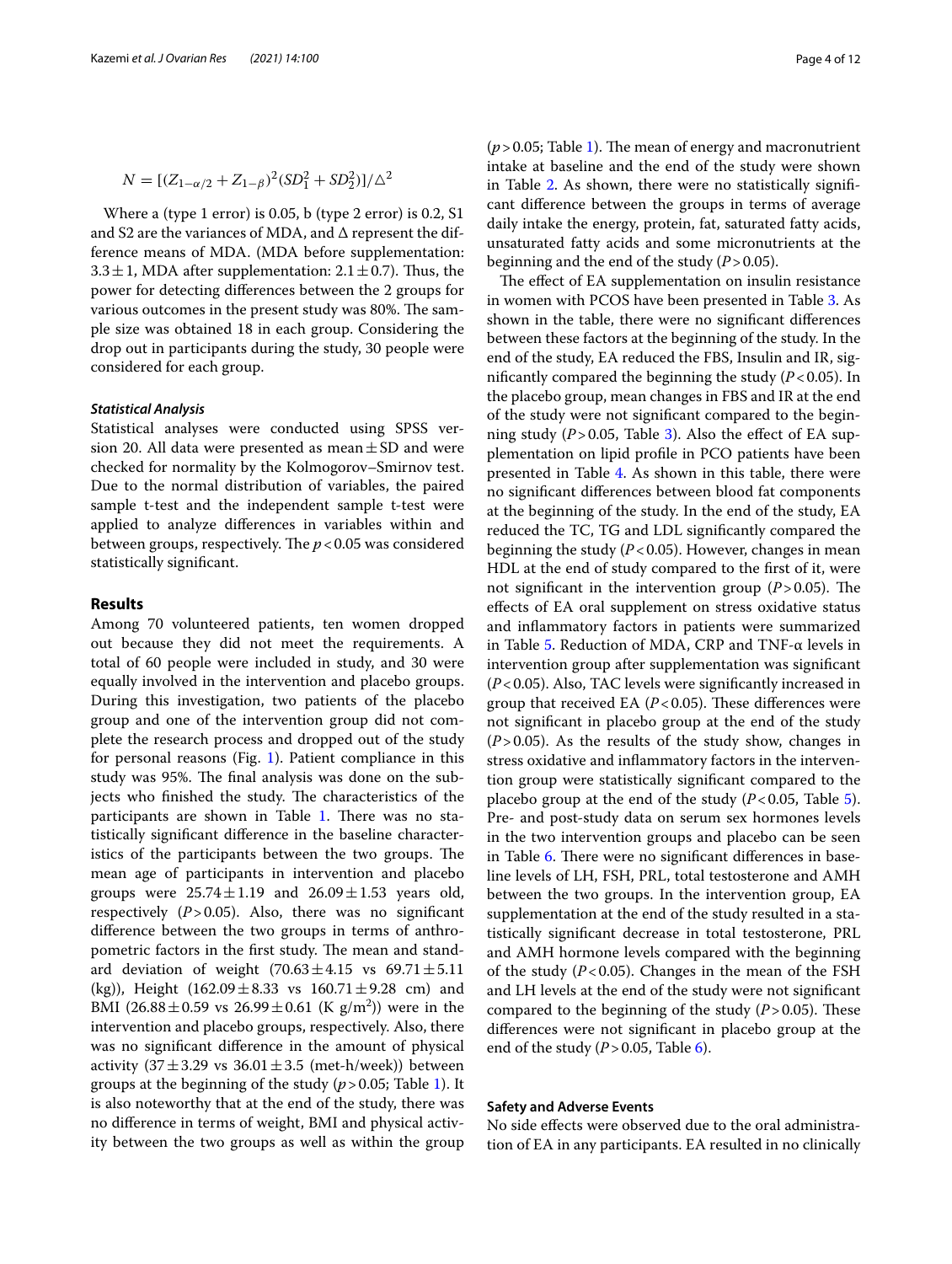$$N = [(Z_{1-\alpha/2} + Z_{1-\beta})^2 (SD_1^2 + SD_2^2)] / \triangle^2$$

Where a (type 1 error) is 0.05, b (type 2 error) is 0.2, S1 and S2 are the variances of MDA, and Δ represent the difference means of MDA. (MDA before supplementation: 3.3 ± 1, MDA after supplementation: 2.1 ± 0.7). Thus, the power for detecting differences between the 2 groups for various outcomes in the present study was 80%. The sample size was obtained 18 in each group. Considering the drop out in participants during the study, 30 people were considered for each group.

#### *Statistical Analysis*

Statistical analyses were conducted using SPSS version 20. All data were presented as mean ± SD and were checked for normality by the Kolmogorov–Smirnov test. Due to the normal distribution of variables, the paired sample t-test and the independent sample t-test were applied to analyze differences in variables within and between groups, respectively. The $p < 0.05$ was considered statistically significant.

## Results

Among 70 volunteered patients, ten women dropped out because they did not meet the requirements. A total of 60 people were included in study, and 30 were equally involved in the intervention and placebo groups. During this investigation, two patients of the placebo group and one of the intervention group did not complete the research process and dropped out of the study for personal reasons (Fig. 1). Patient compliance in this study was 95%. The final analysis was done on the subjects who finished the study. The characteristics of the participants are shown in Table 1. There was no statistically significant difference in the baseline characteristics of the participants between the two groups. The mean age of participants in intervention and placebo groups were 25.74 ± 1.19 and 26.09 ± 1.53 years old, respectively ($P > 0.05$). Also, there was no significant difference between the two groups in terms of anthropometric factors in the first study. The mean and standard deviation of weight (70.63 ± 4.15 vs 69.71 ± 5.11 (kg)), Height (162.09 ± 8.33 vs 160.71 ± 9.28 cm) and BMI (26.88 ± 0.59 vs 26.99 ± 0.61 (K g/m$^2$)) were in the intervention and placebo groups, respectively. Also, there was no significant difference in the amount of physical activity (37 ± 3.29 vs 36.01 ± 3.5 (met-h/week)) between groups at the beginning of the study ($p > 0.05$; Table 1). It is also noteworthy that at the end of the study, there was no difference in terms of weight, BMI and physical activity between the two groups as well as within the group ($p > 0.05$; Table 1). The mean of energy and macronutrient intake at baseline and the end of the study were shown in Table 2. As shown, there were no statistically significant difference between the groups in terms of average daily intake the energy, protein, fat, saturated fatty acids, unsaturated fatty acids and some micronutrients at the beginning and the end of the study ($P > 0.05$).

The effect of EA supplementation on insulin resistance in women with PCOS have been presented in Table 3. As shown in the table, there were no significant differences between these factors at the beginning of the study. In the end of the study, EA reduced the FBS, Insulin and IR, significantly compared the beginning the study ($P < 0.05$). In the placebo group, mean changes in FBS and IR at the end of the study were not significant compared to the beginning study ($P > 0.05$, Table 3). Also the effect of EA supplementation on lipid profile in PCO patients have been presented in Table 4. As shown in this table, there were no significant differences between blood fat components at the beginning of the study. In the end of the study, EA reduced the TC, TG and LDL significantly compared the beginning the study ($P < 0.05$). However, changes in mean HDL at the end of study compared to the first of it, were not significant in the intervention group ($P > 0.05$). The effects of EA oral supplement on stress oxidative status and inflammatory factors in patients were summarized in Table 5. Reduction of MDA, CRP and TNF-α levels in intervention group after supplementation was significant ($P < 0.05$). Also, TAC levels were significantly increased in group that received EA ($P < 0.05$). These differences were not significant in placebo group at the end of the study ($P > 0.05$). As the results of the study show, changes in stress oxidative and inflammatory factors in the intervention group were statistically significant compared to the placebo group at the end of the study ($P < 0.05$, Table 5). Pre- and post-study data on serum sex hormones levels in the two intervention groups and placebo can be seen in Table 6. There were no significant differences in baseline levels of LH, FSH, PRL, total testosterone and AMH between the two groups. In the intervention group, EA supplementation at the end of the study resulted in a statistically significant decrease in total testosterone, PRL and AMH hormone levels compared with the beginning of the study ($P < 0.05$). Changes in the mean of the FSH and LH levels at the end of the study were not significant compared to the beginning of the study ($P > 0.05$). These differences were not significant in placebo group at the end of the study ($P > 0.05$, Table 6).

### Safety and Adverse Events

No side effects were observed due to the oral administration of EA in any participants. EA resulted in no clinically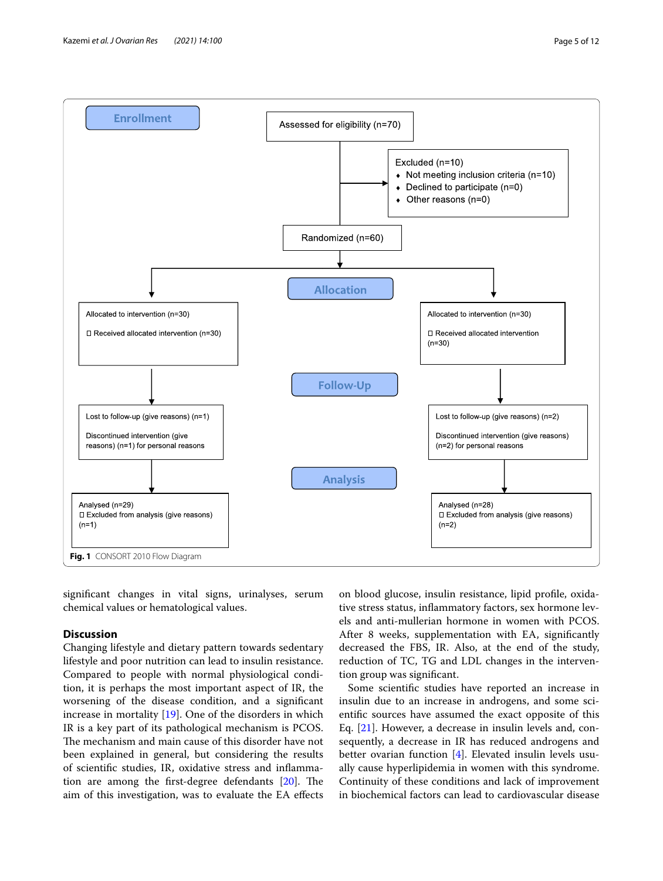Enrollment

Assessed for eligibility (n=70)

Excluded (n=10)
- Not meeting inclusion criteria (n=10)
- Declined to participate (n=0)
- Other reasons (n=0)

Randomized (n=60)

Allocation

Allocated to intervention (n=30)
- Received allocated intervention (n=30)

Allocated to intervention (n=30)
- Received allocated intervention (n=30)

Follow-Up

Lost to follow-up (give reasons) (n=1)

Discontinued intervention (give reasons) (n=1) for personal reasons

Lost to follow-up (give reasons) (n=2)

Discontinued intervention (give reasons) (n=2) for personal reasons

Analysis

Analysed (n=29)
- Excluded from analysis (give reasons) (n=1)

Analysed (n=28)
- Excluded from analysis (give reasons) (n=2)

**Fig. 1** CONSORT 2010 Flow Diagram

significant changes in vital signs, urinalyses, serum chemical values or hematological values.

## Discussion

Changing lifestyle and dietary pattern towards sedentary lifestyle and poor nutrition can lead to insulin resistance. Compared to people with normal physiological condition, it is perhaps the most important aspect of IR, the worsening of the disease condition, and a significant increase in mortality [19]. One of the disorders in which IR is a key part of its pathological mechanism is PCOS. The mechanism and main cause of this disorder have not been explained in general, but considering the results of scientific studies, IR, oxidative stress and inflammation are among the first-degree defendants [20]. The aim of this investigation, was to evaluate the EA effects on blood glucose, insulin resistance, lipid profile, oxidative stress status, inflammatory factors, sex hormone levels and anti-mullerian hormone in women with PCOS. After 8 weeks, supplementation with EA, significantly decreased the FBS, IR. Also, at the end of the study, reduction of TC, TG and LDL changes in the intervention group was significant.

Some scientific studies have reported an increase in insulin due to an increase in androgens, and some scientific sources have assumed the exact opposite of this Eq. [21]. However, a decrease in insulin levels and, consequently, a decrease in IR has reduced androgens and better ovarian function [4]. Elevated insulin levels usually cause hyperlipidemia in women with this syndrome. Continuity of these conditions and lack of improvement in biochemical factors can lead to cardiovascular disease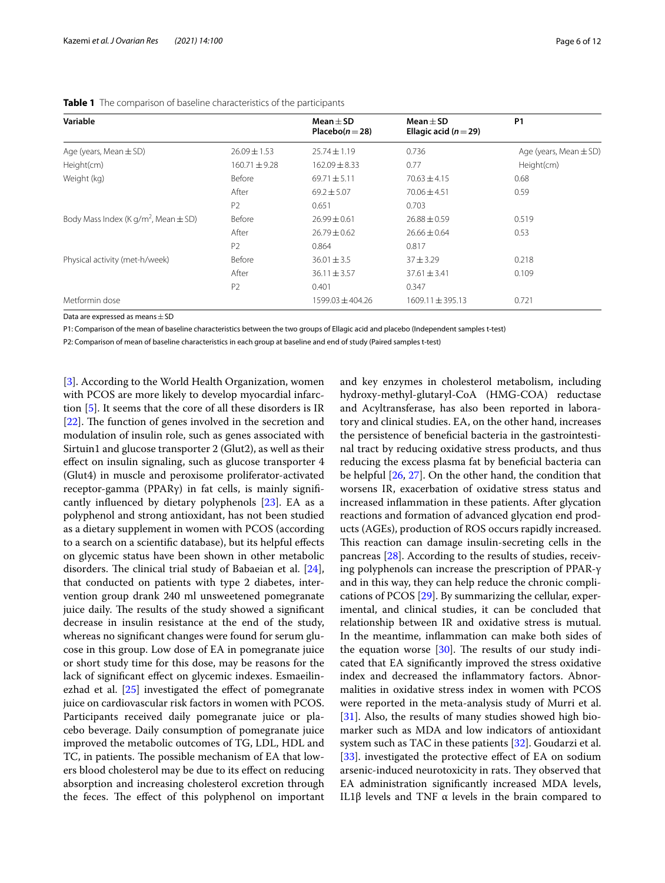**Table 1** The comparison of baseline characteristics of the participants

| Variable | | Mean ± SD Placebo(n = 28) | Mean ± SD Ellagic acid (n = 29) | P1 |
|---|---|---|---|---|
| Age (years, Mean ± SD) | 26.09 ± 1.53 | 25.74 ± 1.19 | 0.736 | Age (years, Mean ± SD) |
| Height(cm) | 160.71 ± 9.28 | 162.09 ± 8.33 | 0.77 | Height(cm) |
| Weight (kg) | Before | 69.71 ± 5.11 | 70.63 ± 4.15 | 0.68 |
| | After | 69.2 ± 5.07 | 70.06 ± 4.51 | 0.59 |
| | P2 | 0.651 | 0.703 | |
| Body Mass Index (K g/m$^2$, Mean ± SD) | Before | 26.99 ± 0.61 | 26.88 ± 0.59 | 0.519 |
| | After | 26.79 ± 0.62 | 26.66 ± 0.64 | 0.53 |
| | P2 | 0.864 | 0.817 | |
| Physical activity (met-h/week) | Before | 36.01 ± 3.5 | 37 ± 3.29 | 0.218 |
| | After | 36.11 ± 3.57 | 37.61 ± 3.41 | 0.109 |
| | P2 | 0.401 | 0.347 | |
| Metformin dose | | 1599.03 ± 404.26 | 1609.11 ± 395.13 | 0.721 |

Data are expressed as means ± SD

P1: Comparison of the mean of baseline characteristics between the two groups of Ellagic acid and placebo (Independent samples t-test)

P2: Comparison of mean of baseline characteristics in each group at baseline and end of study (Paired samples t-test)

[3]. According to the World Health Organization, women with PCOS are more likely to develop myocardial infarction [5]. It seems that the core of all these disorders is IR [22]. The function of genes involved in the secretion and modulation of insulin role, such as genes associated with Sirtuin1 and glucose transporter 2 (Glut2), as well as their effect on insulin signaling, such as glucose transporter 4 (Glut4) in muscle and peroxisome proliferator-activated receptor-gamma (PPARγ) in fat cells, is mainly significantly influenced by dietary polyphenols [23]. EA as a polyphenol and strong antioxidant, has not been studied as a dietary supplement in women with PCOS (according to a search on a scientific database), but its helpful effects on glycemic status have been shown in other metabolic disorders. The clinical trial study of Babaeian et al. [24], that conducted on patients with type 2 diabetes, intervention group drank 240 ml unsweetened pomegranate juice daily. The results of the study showed a significant decrease in insulin resistance at the end of the study, whereas no significant changes were found for serum glucose in this group. Low dose of EA in pomegranate juice or short study time for this dose, may be reasons for the lack of significant effect on glycemic indexes. Esmaeilinezhad et al. [25] investigated the effect of pomegranate juice on cardiovascular risk factors in women with PCOS. Participants received daily pomegranate juice or placebo beverage. Daily consumption of pomegranate juice improved the metabolic outcomes of TG, LDL, HDL and TC, in patients. The possible mechanism of EA that lowers blood cholesterol may be due to its effect on reducing absorption and increasing cholesterol excretion through the feces. The effect of this polyphenol on important and key enzymes in cholesterol metabolism, including hydroxy-methyl-glutaryl-CoA (HMG-COA) reductase and Acyltransferase, has also been reported in laboratory and clinical studies. EA, on the other hand, increases the persistence of beneficial bacteria in the gastrointestinal tract by reducing oxidative stress products, and thus reducing the excess plasma fat by beneficial bacteria can be helpful [26, 27]. On the other hand, the condition that worsens IR, exacerbation of oxidative stress status and increased inflammation in these patients. After glycation reactions and formation of advanced glycation end products (AGEs), production of ROS occurs rapidly increased. This reaction can damage insulin-secreting cells in the pancreas [28]. According to the results of studies, receiving polyphenols can increase the prescription of PPAR-γ and in this way, they can help reduce the chronic complications of PCOS [29]. By summarizing the cellular, experimental, and clinical studies, it can be concluded that relationship between IR and oxidative stress is mutual. In the meantime, inflammation can make both sides of the equation worse [30]. The results of our study indicated that EA significantly improved the stress oxidative index and decreased the inflammatory factors. Abnormalities in oxidative stress index in women with PCOS were reported in the meta-analysis study of Murri et al. [31]. Also, the results of many studies showed high biomarker such as MDA and low indicators of antioxidant system such as TAC in these patients [32]. Goudarzi et al. [33]. investigated the protective effect of EA on sodium arsenic-induced neurotoxicity in rats. They observed that EA administration significantly increased MDA levels, IL1β levels and TNF α levels in the brain compared to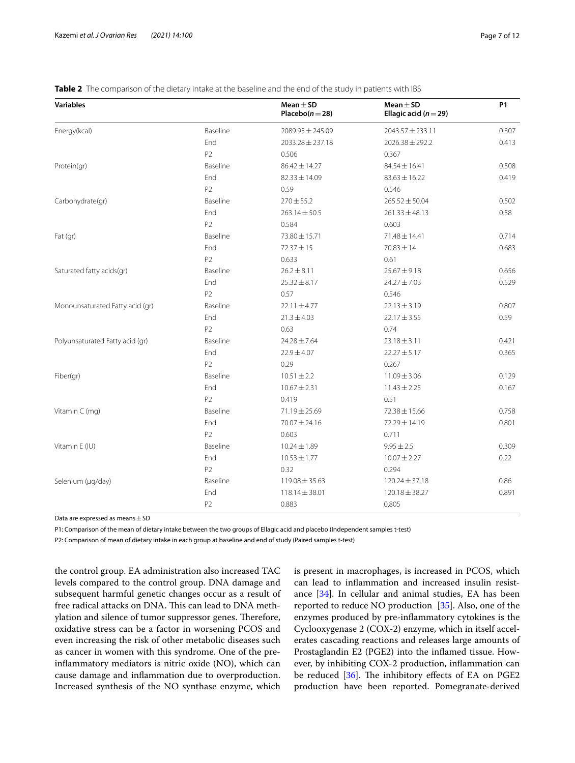**Table 2** The comparison of the dietary intake at the baseline and the end of the study in patients with IBS

| Variables | | Mean ± SD Placebo(n = 28) | Mean ± SD Ellagic acid (n = 29) | P1 |
|---|---|---|---|---|
| Energy(kcal) | Baseline | 2089.95 ± 245.09 | 2043.57 ± 233.11 | 0.307 |
| | End | 2033.28 ± 237.18 | 2026.38 ± 292.2 | 0.413 |
| | P2 | 0.506 | 0.367 | |
| Protein(gr) | Baseline | 86.42 ± 14.27 | 84.54 ± 16.41 | 0.508 |
| | End | 82.33 ± 14.09 | 83.63 ± 16.22 | 0.419 |
| | P2 | 0.59 | 0.546 | |
| Carbohydrate(gr) | Baseline | 270 ± 55.2 | 265.52 ± 50.04 | 0.502 |
| | End | 263.14 ± 50.5 | 261.33 ± 48.13 | 0.58 |
| | P2 | 0.584 | 0.603 | |
| Fat (gr) | Baseline | 73.80 ± 15.71 | 71.48 ± 14.41 | 0.714 |
| | End | 72.37 ± 15 | 70.83 ± 14 | 0.683 |
| | P2 | 0.633 | 0.61 | |
| Saturated fatty acids(gr) | Baseline | 26.2 ± 8.11 | 25.67 ± 9.18 | 0.656 |
| | End | 25.32 ± 8.17 | 24.27 ± 7.03 | 0.529 |
| | P2 | 0.57 | 0.546 | |
| Monounsaturated Fatty acid (gr) | Baseline | 22.11 ± 4.77 | 22.13 ± 3.19 | 0.807 |
| | End | 21.3 ± 4.03 | 22.17 ± 3.55 | 0.59 |
| | P2 | 0.63 | 0.74 | |
| Polyunsaturated Fatty acid (gr) | Baseline | 24.28 ± 7.64 | 23.18 ± 3.11 | 0.421 |
| | End | 22.9 ± 4.07 | 22.27 ± 5.17 | 0.365 |
| | P2 | 0.29 | 0.267 | |
| Fiber(gr) | Baseline | 10.51 ± 2.2 | 11.09 ± 3.06 | 0.129 |
| | End | 10.67 ± 2.31 | 11.43 ± 2.25 | 0.167 |
| | P2 | 0.419 | 0.51 | |
| Vitamin C (mg) | Baseline | 71.19 ± 25.69 | 72.38 ± 15.66 | 0.758 |
| | End | 70.07 ± 24.16 | 72.29 ± 14.19 | 0.801 |
| | P2 | 0.603 | 0.711 | |
| Vitamin E (IU) | Baseline | 10.24 ± 1.89 | 9.95 ± 2.5 | 0.309 |
| | End | 10.53 ± 1.77 | 10.07 ± 2.27 | 0.22 |
| | P2 | 0.32 | 0.294 | |
| Selenium (μg/day) | Baseline | 119.08 ± 35.63 | 120.24 ± 37.18 | 0.86 |
| | End | 118.14 ± 38.01 | 120.18 ± 38.27 | 0.891 |
| | P2 | 0.883 | 0.805 | |

Data are expressed as means ± SD

P1: Comparison of the mean of dietary intake between the two groups of Ellagic acid and placebo (Independent samples t-test)

P2: Comparison of mean of dietary intake in each group at baseline and end of study (Paired samples t-test)

the control group. EA administration also increased TAC levels compared to the control group. DNA damage and subsequent harmful genetic changes occur as a result of free radical attacks on DNA. This can lead to DNA methylation and silence of tumor suppressor genes. Therefore, oxidative stress can be a factor in worsening PCOS and even increasing the risk of other metabolic diseases such as cancer in women with this syndrome. One of the pre-inflammatory mediators is nitric oxide (NO), which can cause damage and inflammation due to overproduction. Increased synthesis of the NO synthase enzyme, which is present in macrophages, is increased in PCOS, which can lead to inflammation and increased insulin resistance [34]. In cellular and animal studies, EA has been reported to reduce NO production [35]. Also, one of the enzymes produced by pre-inflammatory cytokines is the Cyclooxygenase 2 (COX-2) enzyme, which in itself accelerates cascading reactions and releases large amounts of Prostaglandin E2 (PGE2) into the inflamed tissue. However, by inhibiting COX-2 production, inflammation can be reduced [36]. The inhibitory effects of EA on PGE2 production have been reported. Pomegranate-derived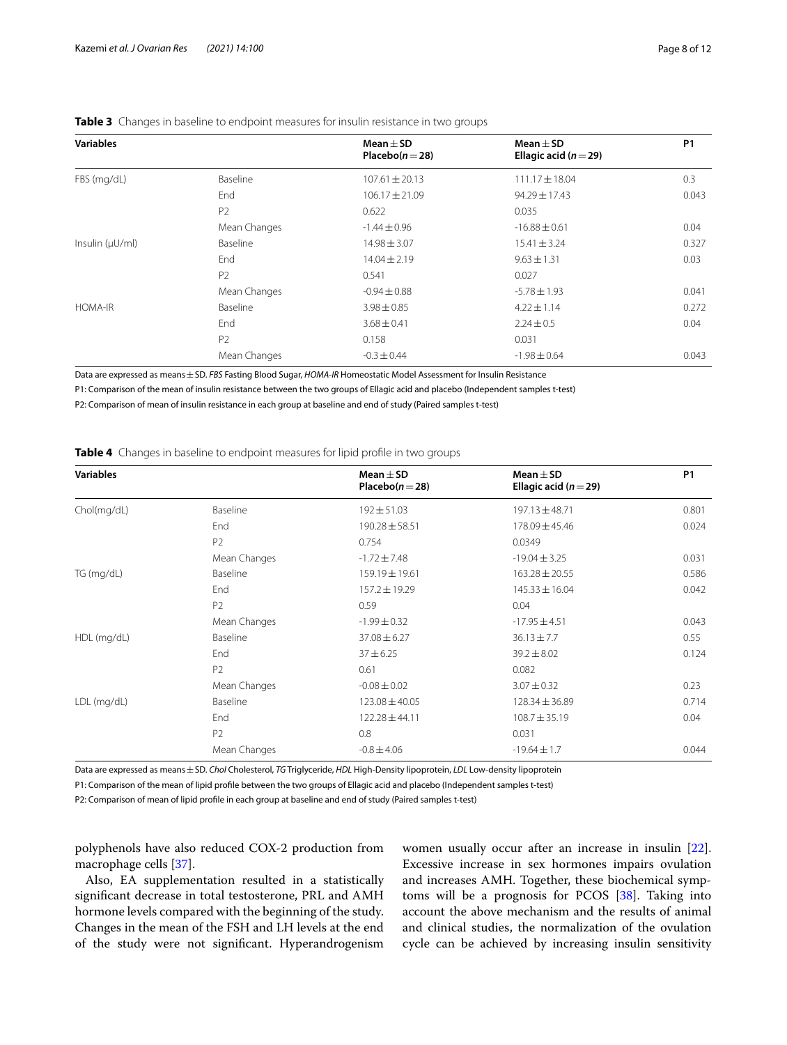**Table 3** Changes in baseline to endpoint measures for insulin resistance in two groups

| Variables | | Mean ± SD Placebo(n = 28) | Mean ± SD Ellagic acid (n = 29) | P1 |
|---|---|---|---|---|
| FBS (mg/dL) | Baseline | 107.61 ± 20.13 | 111.17 ± 18.04 | 0.3 |
| | End | 106.17 ± 21.09 | 94.29 ± 17.43 | 0.043 |
| | P2 | 0.622 | 0.035 | |
| | Mean Changes | -1.44 ± 0.96 | -16.88 ± 0.61 | 0.04 |
| Insulin (μU/ml) | Baseline | 14.98 ± 3.07 | 15.41 ± 3.24 | 0.327 |
| | End | 14.04 ± 2.19 | 9.63 ± 1.31 | 0.03 |
| | P2 | 0.541 | 0.027 | |
| | Mean Changes | -0.94 ± 0.88 | -5.78 ± 1.93 | 0.041 |
| HOMA-IR | Baseline | 3.98 ± 0.85 | 4.22 ± 1.14 | 0.272 |
| | End | 3.68 ± 0.41 | 2.24 ± 0.5 | 0.04 |
| | P2 | 0.158 | 0.031 | |
| | Mean Changes | -0.3 ± 0.44 | -1.98 ± 0.64 | 0.043 |

Data are expressed as means ± SD. *FBS* Fasting Blood Sugar, *HOMA-IR* Homeostatic Model Assessment for Insulin Resistance

P1: Comparison of the mean of insulin resistance between the two groups of Ellagic acid and placebo (Independent samples t-test)

P2: Comparison of mean of insulin resistance in each group at baseline and end of study (Paired samples t-test)

**Table 4** Changes in baseline to endpoint measures for lipid profile in two groups

| Variables | | Mean ± SD Placebo(n = 28) | Mean ± SD Ellagic acid (n = 29) | P1 |
|---|---|---|---|---|
| Chol(mg/dL) | Baseline | 192 ± 51.03 | 197.13 ± 48.71 | 0.801 |
| | End | 190.28 ± 58.51 | 178.09 ± 45.46 | 0.024 |
| | P2 | 0.754 | 0.0349 | |
| | Mean Changes | -1.72 ± 7.48 | -19.04 ± 3.25 | 0.031 |
| TG (mg/dL) | Baseline | 159.19 ± 19.61 | 163.28 ± 20.55 | 0.586 |
| | End | 157.2 ± 19.29 | 145.33 ± 16.04 | 0.042 |
| | P2 | 0.59 | 0.04 | |
| | Mean Changes | -1.99 ± 0.32 | -17.95 ± 4.51 | 0.043 |
| HDL (mg/dL) | Baseline | 37.08 ± 6.27 | 36.13 ± 7.7 | 0.55 |
| | End | 37 ± 6.25 | 39.2 ± 8.02 | 0.124 |
| | P2 | 0.61 | 0.082 | |
| | Mean Changes | -0.08 ± 0.02 | 3.07 ± 0.32 | 0.23 |
| LDL (mg/dL) | Baseline | 123.08 ± 40.05 | 128.34 ± 36.89 | 0.714 |
| | End | 122.28 ± 44.11 | 108.7 ± 35.19 | 0.04 |
| | P2 | 0.8 | 0.031 | |
| | Mean Changes | -0.8 ± 4.06 | -19.64 ± 1.7 | 0.044 |

Data are expressed as means ± SD. *Chol* Cholesterol, *TG* Triglyceride, *HDL* High-Density lipoprotein, *LDL* Low-density lipoprotein

P1: Comparison of the mean of lipid profile between the two groups of Ellagic acid and placebo (Independent samples t-test)

P2: Comparison of mean of lipid profile in each group at baseline and end of study (Paired samples t-test)

polyphenols have also reduced COX-2 production from macrophage cells [37].

Also, EA supplementation resulted in a statistically significant decrease in total testosterone, PRL and AMH hormone levels compared with the beginning of the study. Changes in the mean of the FSH and LH levels at the end of the study were not significant. Hyperandrogenism women usually occur after an increase in insulin [22]. Excessive increase in sex hormones impairs ovulation and increases AMH. Together, these biochemical symptoms will be a prognosis for PCOS [38]. Taking into account the above mechanism and the results of animal and clinical studies, the normalization of the ovulation cycle can be achieved by increasing insulin sensitivity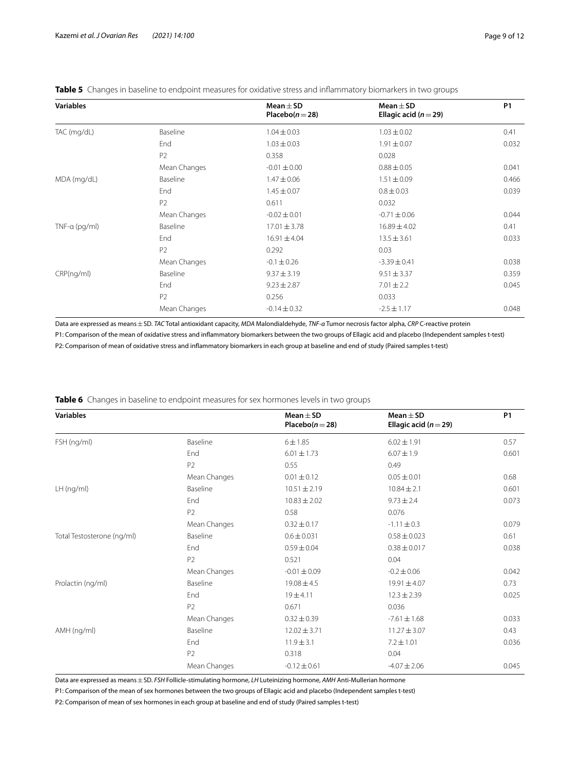**Table 5** Changes in baseline to endpoint measures for oxidative stress and inflammatory biomarkers in two groups

| Variables | | Mean ± SD Placebo(n = 28) | Mean ± SD Ellagic acid (n = 29) | P1 |
|---|---|---|---|---|
| TAC (mg/dL) | Baseline | 1.04 ± 0.03 | 1.03 ± 0.02 | 0.41 |
| | End | 1.03 ± 0.03 | 1.91 ± 0.07 | 0.032 |
| | P2 | 0.358 | 0.028 | |
| | Mean Changes | -0.01 ± 0.00 | 0.88 ± 0.05 | 0.041 |
| MDA (mg/dL) | Baseline | 1.47 ± 0.06 | 1.51 ± 0.09 | 0.466 |
| | End | 1.45 ± 0.07 | 0.8 ± 0.03 | 0.039 |
| | P2 | 0.611 | 0.032 | |
| | Mean Changes | -0.02 ± 0.01 | -0.71 ± 0.06 | 0.044 |
| TNF-α (pg/ml) | Baseline | 17.01 ± 3.78 | 16.89 ± 4.02 | 0.41 |
| | End | 16.91 ± 4.04 | 13.5 ± 3.61 | 0.033 |
| | P2 | 0.292 | 0.03 | |
| | Mean Changes | -0.1 ± 0.26 | -3.39 ± 0.41 | 0.038 |
| CRP(ng/ml) | Baseline | 9.37 ± 3.19 | 9.51 ± 3.37 | 0.359 |
| | End | 9.23 ± 2.87 | 7.01 ± 2.2 | 0.045 |
| | P2 | 0.256 | 0.033 | |
| | Mean Changes | -0.14 ± 0.32 | -2.5 ± 1.17 | 0.048 |

Data are expressed as means ± SD. *TAC* Total antioxidant capacity, *MDA* Malondialdehyde, *TNF-α* Tumor necrosis factor alpha, *CRP* C-reactive protein

P1: Comparison of the mean of oxidative stress and inflammatory biomarkers between the two groups of Ellagic acid and placebo (Independent samples t-test)

P2: Comparison of mean of oxidative stress and inflammatory biomarkers in each group at baseline and end of study (Paired samples t-test)

**Table 6** Changes in baseline to endpoint measures for sex hormones levels in two groups

| Variables | | Mean ± SD Placebo(n = 28) | Mean ± SD Ellagic acid (n = 29) | P1 |
|---|---|---|---|---|
| FSH (ng/ml) | Baseline | 6 ± 1.85 | 6.02 ± 1.91 | 0.57 |
| | End | 6.01 ± 1.73 | 6.07 ± 1.9 | 0.601 |
| | P2 | 0.55 | 0.49 | |
| | Mean Changes | 0.01 ± 0.12 | 0.05 ± 0.01 | 0.68 |
| LH (ng/ml) | Baseline | 10.51 ± 2.19 | 10.84 ± 2.1 | 0.601 |
| | End | 10.83 ± 2.02 | 9.73 ± 2.4 | 0.073 |
| | P2 | 0.58 | 0.076 | |
| | Mean Changes | 0.32 ± 0.17 | -1.11 ± 0.3 | 0.079 |
| Total Testosterone (ng/ml) | Baseline | 0.6 ± 0.031 | 0.58 ± 0.023 | 0.61 |
| | End | 0.59 ± 0.04 | 0.38 ± 0.017 | 0.038 |
| | P2 | 0.521 | 0.04 | |
| | Mean Changes | -0.01 ± 0.09 | -0.2 ± 0.06 | 0.042 |
| Prolactin (ng/ml) | Baseline | 19.08 ± 4.5 | 19.91 ± 4.07 | 0.73 |
| | End | 19 ± 4.11 | 12.3 ± 2.39 | 0.025 |
| | P2 | 0.671 | 0.036 | |
| | Mean Changes | 0.32 ± 0.39 | -7.61 ± 1.68 | 0.033 |
| AMH (ng/ml) | Baseline | 12.02 ± 3.71 | 11.27 ± 3.07 | 0.43 |
| | End | 11.9 ± 3.1 | 7.2 ± 1.01 | 0.036 |
| | P2 | 0.318 | 0.04 | |
| | Mean Changes | -0.12 ± 0.61 | -4.07 ± 2.06 | 0.045 |

Data are expressed as means ± SD. *FSH* Follicle-stimulating hormone, *LH* Luteinizing hormone, *AMH* Anti-Mullerian hormone

P1: Comparison of the mean of sex hormones between the two groups of Ellagic acid and placebo (Independent samples t-test)

P2: Comparison of mean of sex hormones in each group at baseline and end of study (Paired samples t-test)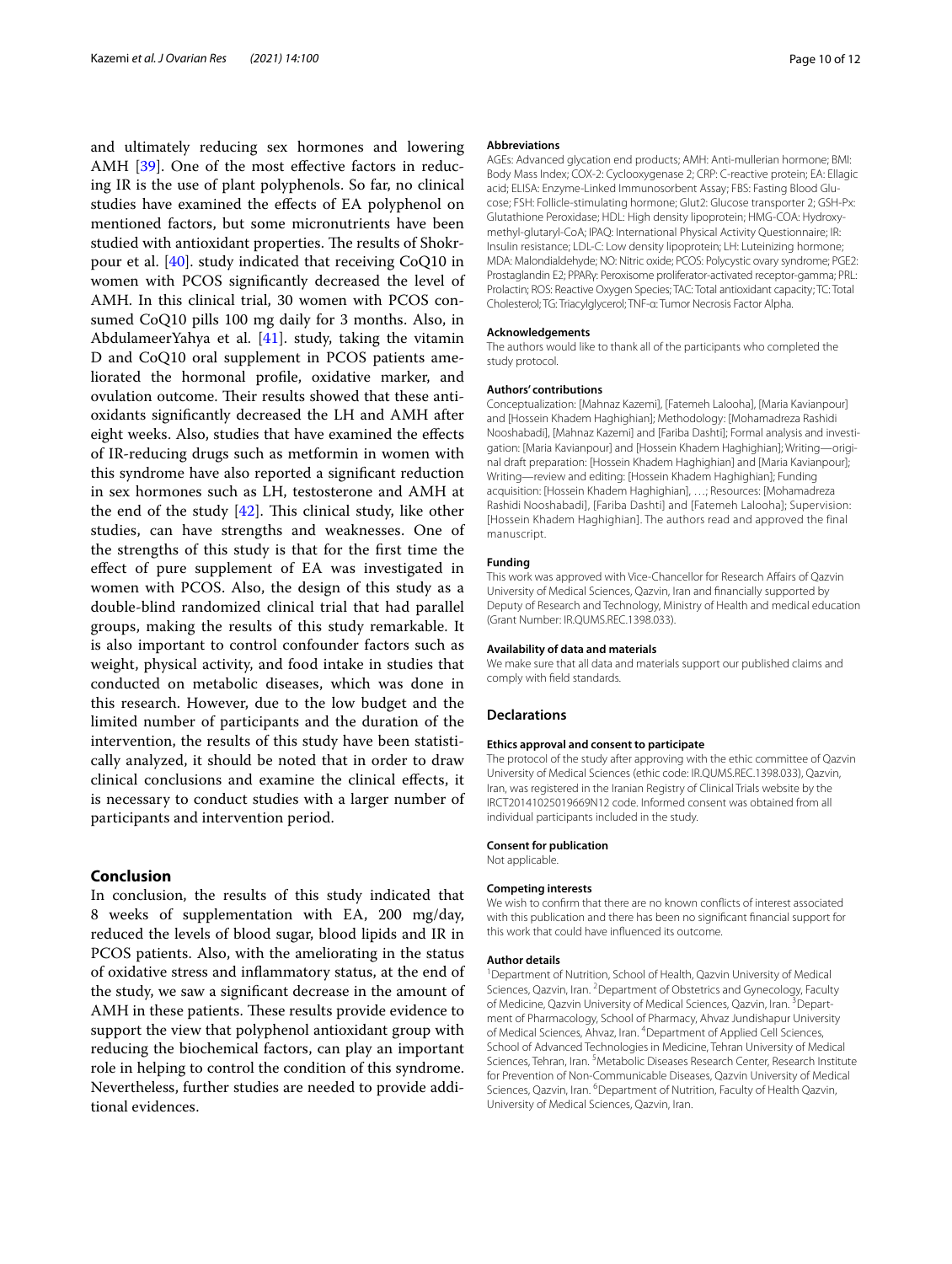and ultimately reducing sex hormones and lowering AMH [39]. One of the most effective factors in reducing IR is the use of plant polyphenols. So far, no clinical studies have examined the effects of EA polyphenol on mentioned factors, but some micronutrients have been studied with antioxidant properties. The results of Shokrpour et al. [40]. study indicated that receiving CoQ10 in women with PCOS significantly decreased the level of AMH. In this clinical trial, 30 women with PCOS consumed CoQ10 pills 100 mg daily for 3 months. Also, in AbdulameerYahya et al. [41]. study, taking the vitamin D and CoQ10 oral supplement in PCOS patients ameliorated the hormonal profile, oxidative marker, and ovulation outcome. Their results showed that these antioxidants significantly decreased the LH and AMH after eight weeks. Also, studies that have examined the effects of IR-reducing drugs such as metformin in women with this syndrome have also reported a significant reduction in sex hormones such as LH, testosterone and AMH at the end of the study [42]. This clinical study, like other studies, can have strengths and weaknesses. One of the strengths of this study is that for the first time the effect of pure supplement of EA was investigated in women with PCOS. Also, the design of this study as a double-blind randomized clinical trial that had parallel groups, making the results of this study remarkable. It is also important to control confounder factors such as weight, physical activity, and food intake in studies that conducted on metabolic diseases, which was done in this research. However, due to the low budget and the limited number of participants and the duration of the intervention, the results of this study have been statistically analyzed, it should be noted that in order to draw clinical conclusions and examine the clinical effects, it is necessary to conduct studies with a larger number of participants and intervention period.

## Conclusion

In conclusion, the results of this study indicated that 8 weeks of supplementation with EA, 200 mg/day, reduced the levels of blood sugar, blood lipids and IR in PCOS patients. Also, with the ameliorating in the status of oxidative stress and inflammatory status, at the end of the study, we saw a significant decrease in the amount of AMH in these patients. These results provide evidence to support the view that polyphenol antioxidant group with reducing the biochemical factors, can play an important role in helping to control the condition of this syndrome. Nevertheless, further studies are needed to provide additional evidences.

#### Abbreviations

AGEs: Advanced glycation end products; AMH: Anti-mullerian hormone; BMI: Body Mass Index; COX-2: Cyclooxygenase 2; CRP: C-reactive protein; EA: Ellagic acid; ELISA: Enzyme-Linked Immunosorbent Assay; FBS: Fasting Blood Glucose; FSH: Follicle-stimulating hormone; Glut2: Glucose transporter 2; GSH-Px: Glutathione Peroxidase; HDL: High density lipoprotein; HMG-COA: Hydroxymethyl-glutaryl-CoA; IPAQ: International Physical Activity Questionnaire; IR: Insulin resistance; LDL-C: Low density lipoprotein; LH: Luteinizing hormone; MDA: Malondialdehyde; NO: Nitric oxide; PCOS: Polycystic ovary syndrome; PGE2: Prostaglandin E2; PPARγ: Peroxisome proliferator-activated receptor-gamma; PRL: Prolactin; ROS: Reactive Oxygen Species; TAC: Total antioxidant capacity; TC: Total Cholesterol; TG: Triacylglycerol; TNF-α: Tumor Necrosis Factor Alpha.

#### Acknowledgements

The authors would like to thank all of the participants who completed the study protocol.

#### Authors' contributions

Conceptualization: [Mahnaz Kazemi], [Fatemeh Lalooha], [Maria Kavianpour] and [Hossein Khadem Haghighian]; Methodology: [Mohamadreza Rashidi Nooshabadi], [Mahnaz Kazemi] and [Fariba Dashti]; Formal analysis and investigation: [Maria Kavianpour] and [Hossein Khadem Haghighian]; Writing—original draft preparation: [Hossein Khadem Haghighian] and [Maria Kavianpour]; Writing—review and editing: [Hossein Khadem Haghighian]; Funding acquisition: [Hossein Khadem Haghighian], …; Resources: [Mohamadreza Rashidi Nooshabadi], [Fariba Dashti] and [Fatemeh Lalooha]; Supervision: [Hossein Khadem Haghighian]. The authors read and approved the final manuscript.

#### Funding

This work was approved with Vice-Chancellor for Research Affairs of Qazvin University of Medical Sciences, Qazvin, Iran and financially supported by Deputy of Research and Technology, Ministry of Health and medical education (Grant Number: IR.QUMS.REC.1398.033).

#### Availability of data and materials

We make sure that all data and materials support our published claims and comply with field standards.

### Declarations

#### Ethics approval and consent to participate

The protocol of the study after approving with the ethic committee of Qazvin University of Medical Sciences (ethic code: IR.QUMS.REC.1398.033), Qazvin, Iran, was registered in the Iranian Registry of Clinical Trials website by the IRCT20141025019669N12 code. Informed consent was obtained from all individual participants included in the study.

#### Consent for publication

Not applicable.

#### Competing interests

We wish to confirm that there are no known conflicts of interest associated with this publication and there has been no significant financial support for this work that could have influenced its outcome.

#### Author details

[1]Department of Nutrition, School of Health, Qazvin University of Medical Sciences, Qazvin, Iran. [2]Department of Obstetrics and Gynecology, Faculty of Medicine, Qazvin University of Medical Sciences, Qazvin, Iran. [3]Department of Pharmacology, School of Pharmacy, Ahvaz Jundishapur University of Medical Sciences, Ahvaz, Iran. [4]Department of Applied Cell Sciences, School of Advanced Technologies in Medicine, Tehran University of Medical Sciences, Tehran, Iran. [5]Metabolic Diseases Research Center, Research Institute for Prevention of Non-Communicable Diseases, Qazvin University of Medical Sciences, Qazvin, Iran. [6]Department of Nutrition, Faculty of Health Qazvin, University of Medical Sciences, Qazvin, Iran.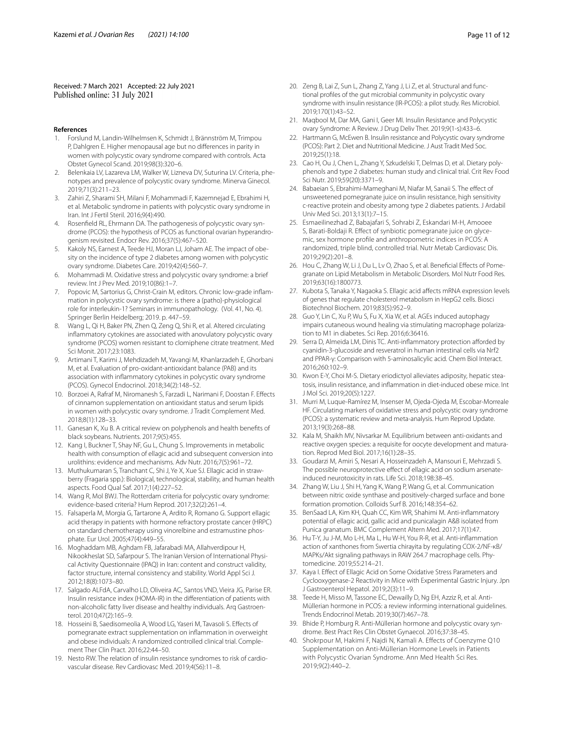Received: 7 March 2021 Accepted: 22 July 2021
Published online: 31 July 2021

## References

1. Forslund M, Landin-Wilhelmsen K, Schmidt J, Brännström M, Trimpou P, Dahlgren E. Higher menopausal age but no differences in parity in women with polycystic ovary syndrome compared with controls. Acta Obstet Gynecol Scand. 2019;98(3):320–6.
2. Belenkaia LV, Lazareva LM, Walker W, Lizneva DV, Suturina LV. Criteria, phenotypes and prevalence of polycystic ovary syndrome. Minerva Ginecol. 2019;71(3):211–23.
3. Zahiri Z, Sharami SH, Milani F, Mohammadi F, Kazemnejad E, Ebrahimi H, et al. Metabolic syndrome in patients with polycystic ovary syndrome in Iran. Int J Fertil Steril. 2016;9(4):490.
4. Rosenfield RL, Ehrmann DA. The pathogenesis of polycystic ovary syndrome (PCOS): the hypothesis of PCOS as functional ovarian hyperandrogenism revisited. Endocr Rev. 2016;37(5):467–520.
5. Kakoly NS, Earnest A, Teede HJ, Moran LJ, Joham AE. The impact of obesity on the incidence of type 2 diabetes among women with polycystic ovary syndrome. Diabetes Care. 2019;42(4):560–7.
6. Mohammadi M. Oxidative stress and polycystic ovary syndrome: a brief review. Int J Prev Med. 2019;10(86):1–7.
7. Popovic M, Sartorius G, Christ-Crain M, editors. Chronic low-grade inflammation in polycystic ovary syndrome: is there a (patho)-physiological role for interleukin-1? Seminars in immunopathology. (Vol. 41, No. 4). Springer Berlin Heidelberg; 2019. p. 447–59.
8. Wang L, Qi H, Baker PN, Zhen Q, Zeng Q, Shi R, et al. Altered circulating inflammatory cytokines are associated with anovulatory polycystic ovary syndrome (PCOS) women resistant to clomiphene citrate treatment. Med Sci Monit. 2017;23:1083.
9. Artimani T, Karimi J, Mehdizadeh M, Yavangi M, Khanlarzadeh E, Ghorbani M, et al. Evaluation of pro-oxidant-antioxidant balance (PAB) and its association with inflammatory cytokines in polycystic ovary syndrome (PCOS). Gynecol Endocrinol. 2018;34(2):148–52.
10. Borzoei A, Rafraf M, Niromanesh S, Farzadi L, Narimani F, Doostan F. Effects of cinnamon supplementation on antioxidant status and serum lipids in women with polycystic ovary syndrome. J Tradit Complement Med. 2018;8(1):128–33.
11. Ganesan K, Xu B. A critical review on polyphenols and health benefits of black soybeans. Nutrients. 2017;9(5):455.
12. Kang I, Buckner T, Shay NF, Gu L, Chung S. Improvements in metabolic health with consumption of ellagic acid and subsequent conversion into urolithins: evidence and mechanisms. Adv Nutr. 2016;7(5):961–72.
13. Muthukumaran S, Tranchant C, Shi J, Ye X, Xue SJ. Ellagic acid in strawberry (Fragaria spp.): Biological, technological, stability, and human health aspects. Food Qual Saf. 2017;1(4):227–52.
14. Wang R, Mol BWJ. The Rotterdam criteria for polycystic ovary syndrome: evidence-based criteria? Hum Reprod. 2017;32(2):261–4.
15. Falsaperla M, Morgia G, Tartarone A, Ardito R, Romano G. Support ellagic acid therapy in patients with hormone refractory prostate cancer (HRPC) on standard chemotherapy using vinorelbine and estramustine phosphate. Eur Urol. 2005;47(4):449–55.
16. Moghaddam MB, Aghdam FB, Jafarabadi MA, Allahverdipour H, Nikookheslat SD, Safarpour S. The Iranian Version of International Physical Activity Questionnaire (IPAQ) in Iran: content and construct validity, factor structure, internal consistency and stability. World Appl Sci J. 2012;18(8):1073–80.
17. Salgado ALFdA, Carvalho LD, Oliveira AC, Santos VND, Vieira JG, Parise ER. Insulin resistance index (HOMA-IR) in the differentiation of patients with non-alcoholic fatty liver disease and healthy individuals. Arq Gastroenterol. 2010;47(2):165–9.
18. Hosseini B, Saedisomeolia A, Wood LG, Yaseri M, Tavasoli S. Effects of pomegranate extract supplementation on inflammation in overweight and obese individuals: A randomized controlled clinical trial. Complement Ther Clin Pract. 2016;22:44–50.
19. Nesto RW. The relation of insulin resistance syndromes to risk of cardiovascular disease. Rev Cardiovasc Med. 2019;4(S6):11–8.
20. Zeng B, Lai Z, Sun L, Zhang Z, Yang J, Li Z, et al. Structural and functional profiles of the gut microbial community in polycystic ovary syndrome with insulin resistance (IR-PCOS): a pilot study. Res Microbiol. 2019;170(1):43–52.
21. Maqbool M, Dar MA, Gani I, Geer MI. Insulin Resistance and Polycystic ovary Syndrome: A Review. J Drug Deliv Ther. 2019;9(1-s):433–6.
22. Hartmann G, McEwen B. Insulin resistance and Polycystic ovary syndrome (PCOS): Part 2. Diet and Nutritional Medicine. J Aust Tradit Med Soc. 2019;25(1):18.
23. Cao H, Ou J, Chen L, Zhang Y, Szkudelski T, Delmas D, et al. Dietary polyphenols and type 2 diabetes: human study and clinical trial. Crit Rev Food Sci Nutr. 2019;59(20):3371–9.
24. Babaeian S, Ebrahimi-Mameghani M, Niafar M, Sanaii S. The effect of unsweetened pomegranate juice on insulin resistance, high sensitivity c-reactive protein and obesity among type 2 diabetes patients. J Ardabil Univ Med Sci. 2013;13(1):7–15.
25. Esmaeilinezhad Z, Babajafari S, Sohrabi Z, Eskandari M-H, Amooee S, Barati-Boldaji R. Effect of synbiotic pomegranate juice on glycemic, sex hormone profile and anthropometric indices in PCOS: A randomized, triple blind, controlled trial. Nutr Metab Cardiovasc Dis. 2019;29(2):201–8.
26. Hou C, Zhang W, Li J, Du L, Lv O, Zhao S, et al. Beneficial Effects of Pomegranate on Lipid Metabolism in Metabolic Disorders. Mol Nutr Food Res. 2019;63(16):1800773.
27. Kubota S, Tanaka Y, Nagaoka S. Ellagic acid affects mRNA expression levels of genes that regulate cholesterol metabolism in HepG2 cells. Biosci Biotechnol Biochem. 2019;83(5):952–9.
28. Guo Y, Lin C, Xu P, Wu S, Fu X, Xia W, et al. AGEs induced autophagy impairs cutaneous wound healing via stimulating macrophage polarization to M1 in diabetes. Sci Rep. 2016;6:36416.
29. Serra D, Almeida LM, Dinis TC. Anti-inflammatory protection afforded by cyanidin-3-glucoside and resveratrol in human intestinal cells via Nrf2 and PPAR-γ: Comparison with 5-aminosalicylic acid. Chem Biol Interact. 2016;260:102–9.
30. Kwon E-Y, Choi M-S. Dietary eriodictyol alleviates adiposity, hepatic steatosis, insulin resistance, and inflammation in diet-induced obese mice. Int J Mol Sci. 2019;20(5):1227.
31. Murri M, Luque-Ramírez M, Insenser M, Ojeda-Ojeda M, Escobar-Morreale HF. Circulating markers of oxidative stress and polycystic ovary syndrome (PCOS): a systematic review and meta-analysis. Hum Reprod Update. 2013;19(3):268–88.
32. Kala M, Shaikh MV, Nivsarkar M. Equilibrium between anti-oxidants and reactive oxygen species: a requisite for oocyte development and maturation. Reprod Med Biol. 2017;16(1):28–35.
33. Goudarzi M, Amiri S, Nesari A, Hosseinzadeh A, Mansouri E, Mehrzadi S. The possible neuroprotective effect of ellagic acid on sodium arsenate-induced neurotoxicity in rats. Life Sci. 2018;198:38–45.
34. Zhang W, Liu J, Shi H, Yang K, Wang P, Wang G, et al. Communication between nitric oxide synthase and positively-charged surface and bone formation promotion. Colloids Surf B. 2016;148:354–62.
35. BenSaad LA, Kim KH, Quah CC, Kim WR, Shahimi M. Anti-inflammatory potential of ellagic acid, gallic acid and punicalagin A&B isolated from Punica granatum. BMC Complement Altern Med. 2017;17(1):47.
36. Hu T-Y, Ju J-M, Mo L-H, Ma L, Hu W-H, You R-R, et al. Anti-inflammation action of xanthones from Swertia chirayita by regulating COX-2/NF-κB/MAPKs/Akt signaling pathways in RAW 264.7 macrophage cells. Phytomedicine. 2019;55:214–21.
37. Kaya I. Effect of Ellagic Acid on Some Oxidative Stress Parameters and Cyclooxygenase-2 Reactivity in Mice with Experimental Gastric Injury. Jpn J Gastroenterol Hepatol. 2019;2(3):11–9.
38. Teede H, Misso M, Tassone EC, Dewailly D, Ng EH, Azziz R, et al. Anti-Müllerian hormone in PCOS: a review informing international guidelines. Trends Endocrinol Metab. 2019;30(7):467–78.
39. Bhide P, Homburg R. Anti-Müllerian hormone and polycystic ovary syndrome. Best Pract Res Clin Obstet Gynaecol. 2016;37:38–45.
40. Shokrpour M, Hakimi F, Najdi N, Kamali A. Effects of Coenzyme Q10 Supplementation on Anti-Müllerian Hormone Levels in Patients with Polycystic Ovarian Syndrome. Ann Med Health Sci Res. 2019;9(2):440–2.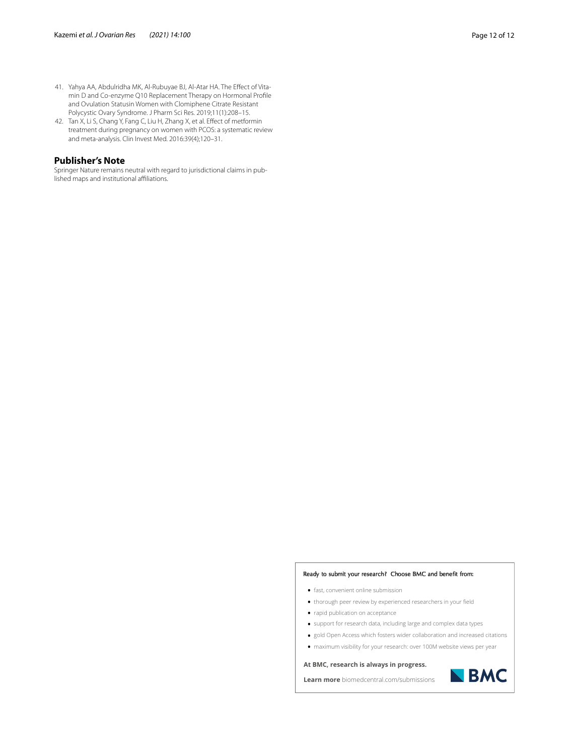41. Yahya AA, Abdulridha MK, Al-Rubuyae BJ, Al-Atar HA. The Effect of Vitamin D and Co-enzyme Q10 Replacement Therapy on Hormonal Profile and Ovulation Statusin Women with Clomiphene Citrate Resistant Polycystic Ovary Syndrome. J Pharm Sci Res. 2019;11(1):208–15.
42. Tan X, Li S, Chang Y, Fang C, Liu H, Zhang X, et al. Effect of metformin treatment during pregnancy on women with PCOS: a systematic review and meta-analysis. Clin Invest Med. 2016:39(4);120–31.

## Publisher's Note

Springer Nature remains neutral with regard to jurisdictional claims in published maps and institutional affiliations.

Ready to submit your research? Choose BMC and benefit from:

- fast, convenient online submission
- thorough peer review by experienced researchers in your field
- rapid publication on acceptance
- support for research data, including large and complex data types
- gold Open Access which fosters wider collaboration and increased citations
- maximum visibility for your research: over 100M website views per year

**At BMC, research is always in progress.**

**Learn more** biomedcentral.com/submissions

BMC